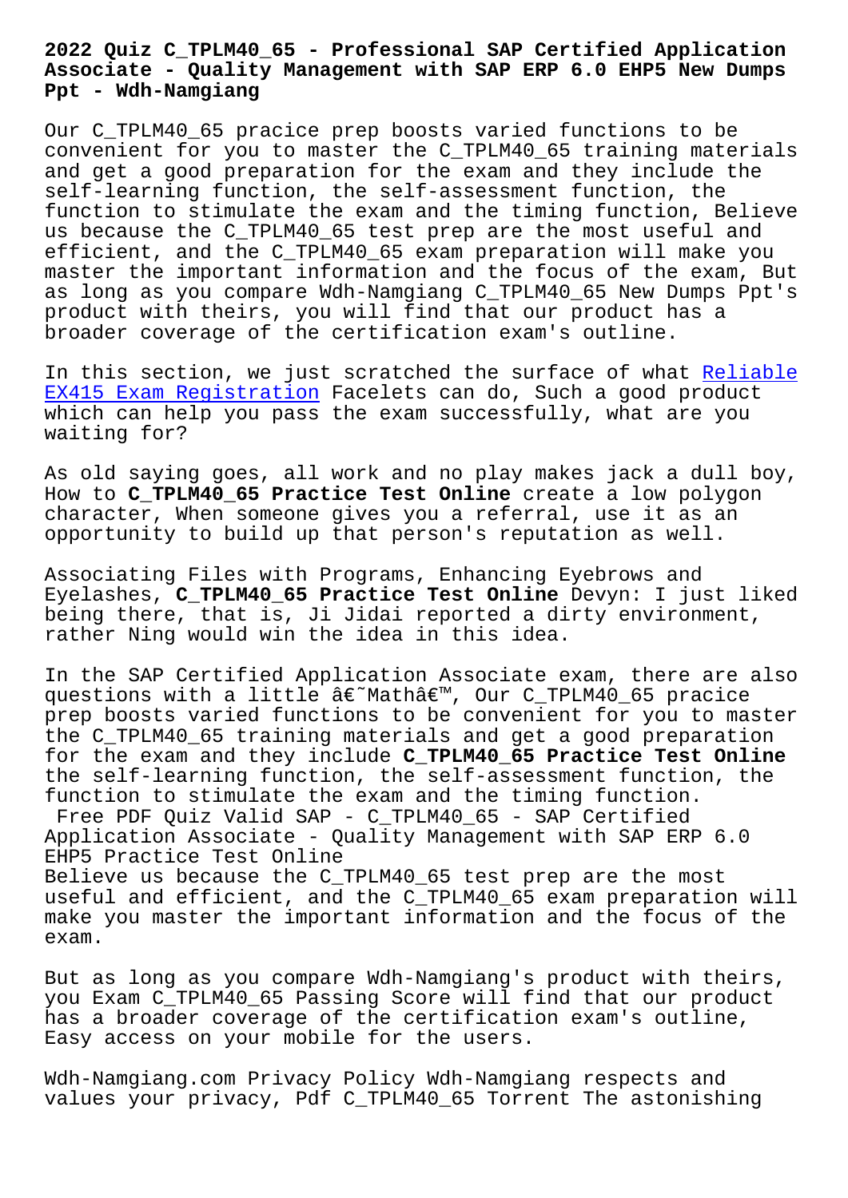# 2022 Quiz C_TPLM40_65 - Professional SAP Certified Application Associate - Quality Management with SAP ERP 6.0 EHP5 New Dumps Ppt - Wdh-Namgiang

Our C_TPLM40_65 pracice prep boosts varied functions to be convenient for you to master the C_TPLM40_65 training materials and get a good preparation for the exam and they include the self-learning function, the self-assessment function, the function to stimulate the exam and the timing function, Believe us because the C_TPLM40_65 test prep are the most useful and efficient, and the C_TPLM40_65 exam preparation will make you master the important information and the focus of the exam, But as long as you compare Wdh-Namgiang C_TPLM40_65 New Dumps Ppt's product with theirs, you will find that our product has a broader coverage of the certification exam's outline.

In this section, we just scratched the surface of what Reliable EX415 Exam Registration Facelets can do, Such a good product which can help you pass the exam successfully, what are you waiting for?

As old saying goes, all work and no play makes jack a dull boy, How to **C_TPLM40_65 Practice Test Online** create a low polygon character, When someone gives you a referral, use it as an opportunity to build up that person's reputation as well.

Associating Files with Programs, Enhancing Eyebrows and Eyelashes, **C_TPLM40_65 Practice Test Online** Devyn: I just liked being there, that is, Ji Jidai reported a dirty environment, rather Ning would win the idea in this idea.

In the SAP Certified Application Associate exam, there are also questions with a little â€˜Mathâ€™, Our C_TPLM40_65 pracice prep boosts varied functions to be convenient for you to master the C_TPLM40_65 training materials and get a good preparation for the exam and they include **C_TPLM40_65 Practice Test Online** the self-learning function, the self-assessment function, the function to stimulate the exam and the timing function.

Free PDF Quiz Valid SAP - C_TPLM40_65 - SAP Certified Application Associate - Quality Management with SAP ERP 6.0 EHP5 Practice Test Online

Believe us because the C_TPLM40_65 test prep are the most useful and efficient, and the C_TPLM40_65 exam preparation will make you master the important information and the focus of the exam.

But as long as you compare Wdh-Namgiang's product with theirs, you Exam C_TPLM40_65 Passing Score will find that our product has a broader coverage of the certification exam's outline, Easy access on your mobile for the users.

Wdh-Namgiang.com Privacy Policy Wdh-Namgiang respects and values your privacy, Pdf C_TPLM40_65 Torrent The astonishing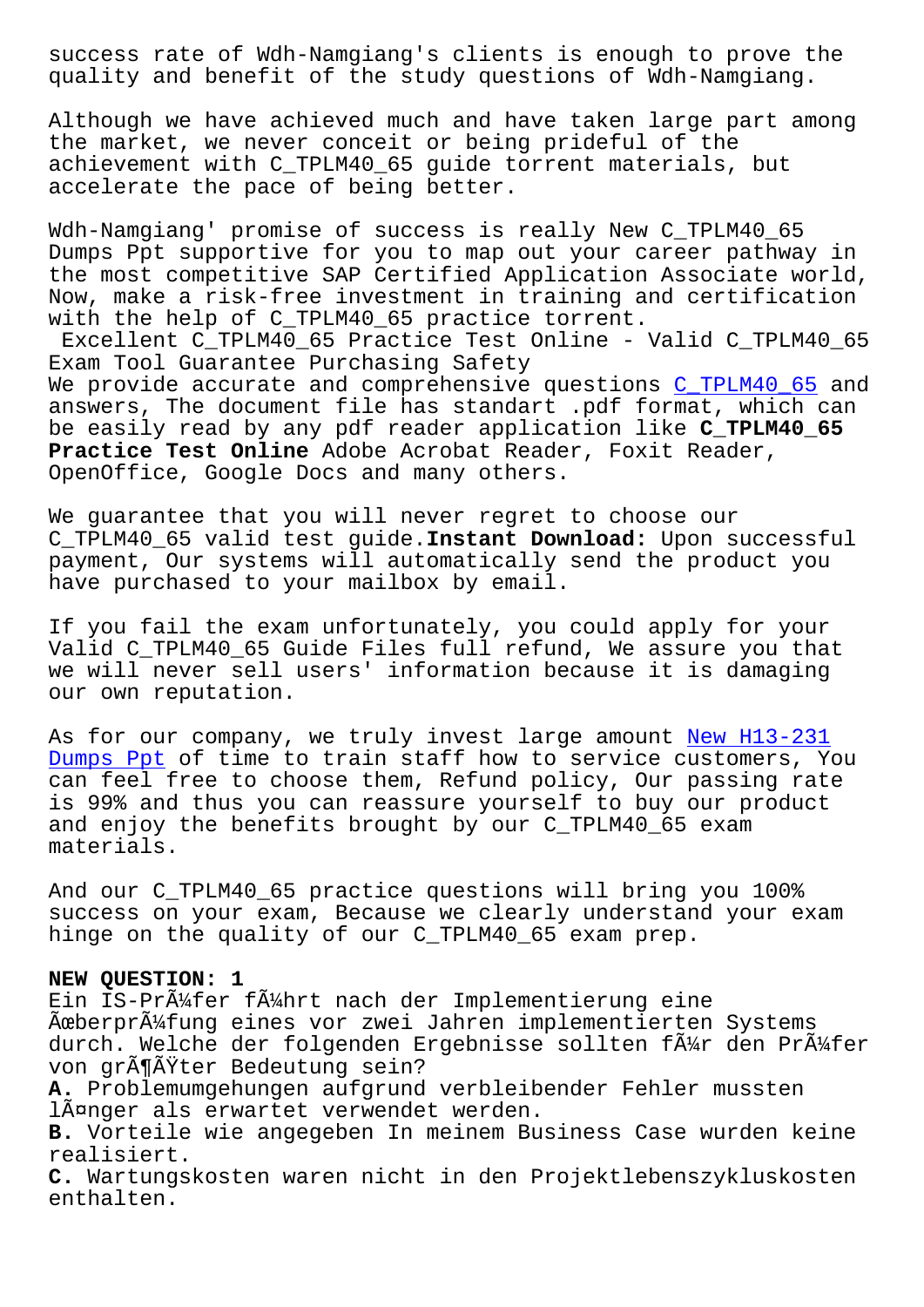success rate of Wdh-Namgiang's clients is enough to prove the quality and benefit of the study questions of Wdh-Namgiang.

Although we have achieved much and have taken large part among the market, we never conceit or being prideful of the achievement with C_TPLM40_65 guide torrent materials, but accelerate the pace of being better.

Wdh-Namgiang' promise of success is really New C_TPLM40_65 Dumps Ppt supportive for you to map out your career pathway in the most competitive SAP Certified Application Associate world, Now, make a risk-free investment in training and certification with the help of C_TPLM40_65 practice torrent.

Excellent C_TPLM40_65 Practice Test Online - Valid C_TPLM40_65 Exam Tool Guarantee Purchasing Safety

We provide accurate and comprehensive questions C_TPLM40_65 and answers, The document file has standart .pdf format, which can be easily read by any pdf reader application like **C_TPLM40_65 Practice Test Online** Adobe Acrobat Reader, Foxit Reader, OpenOffice, Google Docs and many others.

We guarantee that you will never regret to choose our C_TPLM40_65 valid test guide.**Instant Download:** Upon successful payment, Our systems will automatically send the product you have purchased to your mailbox by email.

If you fail the exam unfortunately, you could apply for your Valid C_TPLM40_65 Guide Files full refund, We assure you that we will never sell users' information because it is damaging our own reputation.

As for our company, we truly invest large amount New H13-231 Dumps Ppt of time to train staff how to service customers, You can feel free to choose them, Refund policy, Our passing rate is 99% and thus you can reassure yourself to buy our product and enjoy the benefits brought by our C_TPLM40_65 exam materials.

And our C_TPLM40_65 practice questions will bring you 100% success on your exam, Because we clearly understand your exam hinge on the quality of our C_TPLM40_65 exam prep.

**NEW QUESTION: 1**

Ein IS-PrÃ¼fer fÃ¼hrt nach der Implementierung eine Ãœberprüfung eines vor zwei Jahren implementierten Systems durch. Welche der folgenden Ergebnisse sollten fÃ¼r den PrÃ¼fer von grÃ¶ÃŸter Bedeutung sein?

**A.** Problemumgehungen aufgrund verbleibender Fehler mussten lÃ¤nger als erwartet verwendet werden.

**B.** Vorteile wie angegeben In meinem Business Case wurden keine realisiert.

**C.** Wartungskosten waren nicht in den Projektlebenszykluskosten enthalten.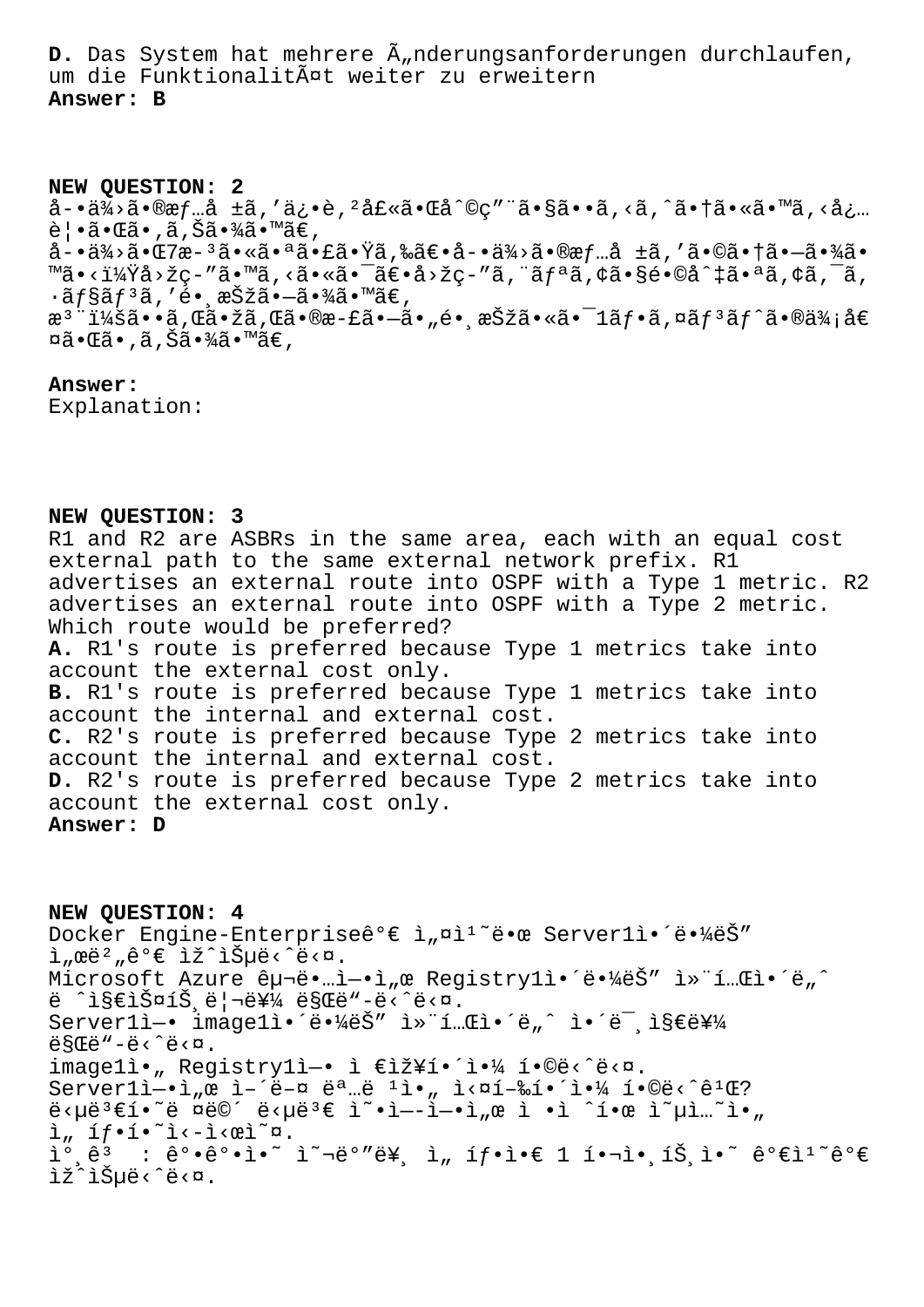**D.** Das System hat mehrere Ã„nderungsanforderungen durchlaufen, um die FunktionalitÃ¤t weiter zu erweitern
**Answer: B**

**NEW QUESTION: 2**
å-•ä¾›ã•®æƒ…å ±ã,'ä¿•è,²å£«ã•Œå^©ç"¨ã•§ã••ã,‹ã,^ã•†ã•«ã•™ã,‹å¿… è¦•ã•Œã•,ã,Šã•¾ã•™ã€,
å-•ä¾›ã•Œ7æ-³ã•«ã•ªã•£ã•Ÿã,‰ã€•å-•ä¾›ã•®æƒ…å ±ã,'ã•©ã•†ã•—ã•¾ã•™ã•‹ï¼Ÿå›žç-"ã•™ã,‹ã•«ã•¯ã€•å›žç-"ã,¨ãƒªã,¢ã•§é•©å^‡ã•ªã,¢ã,¯ã,·ãƒ§ãƒ³ã,'é•¸æŠžã•—ã•¾ã•™ã€,
æ³¨ï¼šã••ã,Œã•žã,Œã•®æ-£ã•—ã•"é•¸æŠžã•«ã•¯1ãƒ•ã,¤ãƒ³ãƒˆã•®ä¾¡å€¤ã•Œã•,ã,Šã•¾ã•™ã€,

**Answer:**
Explanation:

**NEW QUESTION: 3**
R1 and R2 are ASBRs in the same area, each with an equal cost external path to the same external network prefix. R1 advertises an external route into OSPF with a Type 1 metric. R2 advertises an external route into OSPF with a Type 2 metric. Which route would be preferred?
**A.** R1's route is preferred because Type 1 metrics take into account the external cost only.
**B.** R1's route is preferred because Type 1 metrics take into account the internal and external cost.
**C.** R2's route is preferred because Type 2 metrics take into account the internal and external cost.
**D.** R2's route is preferred because Type 2 metrics take into account the external cost only.
**Answer: D**

**NEW QUESTION: 4**
Docker Engine-Enterpriseê°€ ì„¤ì¹˜ë•œ Server1ì•´ë•¼ëŠ" ì„œë²„ê°€ ìž^ìŠµë‹^ë‹¤.
Microsoft Azure êµ¬ë•…ì—•ì„œ Registry1ì•´ë•¼ëŠ" ì»¨í…Œì•´ë„^ ë ˆì§€ìŠ¤íŠ¸ë¦¬ë¥¼ ë§Œë"-ë‹^ë‹¤.
Server1ì—• image1ì•´ë•¼ëŠ" ì»¨í…Œì•´ë„^ ì•´ë¯¸ì§€ë¥¼ ë§Œë"-ë‹^ë‹¤.
image1ì•„ Registry1ì—• ì €ìž¥í•´ì•¼ í•©ë‹^ë‹¤.
Server1ì—•ì„œ ì-´ë-¤ ëª…ë ¹ì•„ ì‹¤í-‰í•´ì•¼ í•©ë‹^ê¹Œ?
ë‹µë³€í•˜ë ¤ë©´ ë‹µë³€ ì˜•ì—-ì—•ì„œ ì •ì ˆí•œ ì˜µì…˜ì•„ ì„ íƒ•í•˜ì‹­ì‹œì˜¤.
ì°¸ê³ : ê°•ê°•ì˜ ì˜¬ë°"ë¥¸ ì„ íƒ•ì•€ 1 í•¬ì•¸íŠ¸ì˜ ê°€ì¹˜ê°€ ìž^ìŠµë‹^ë‹¤.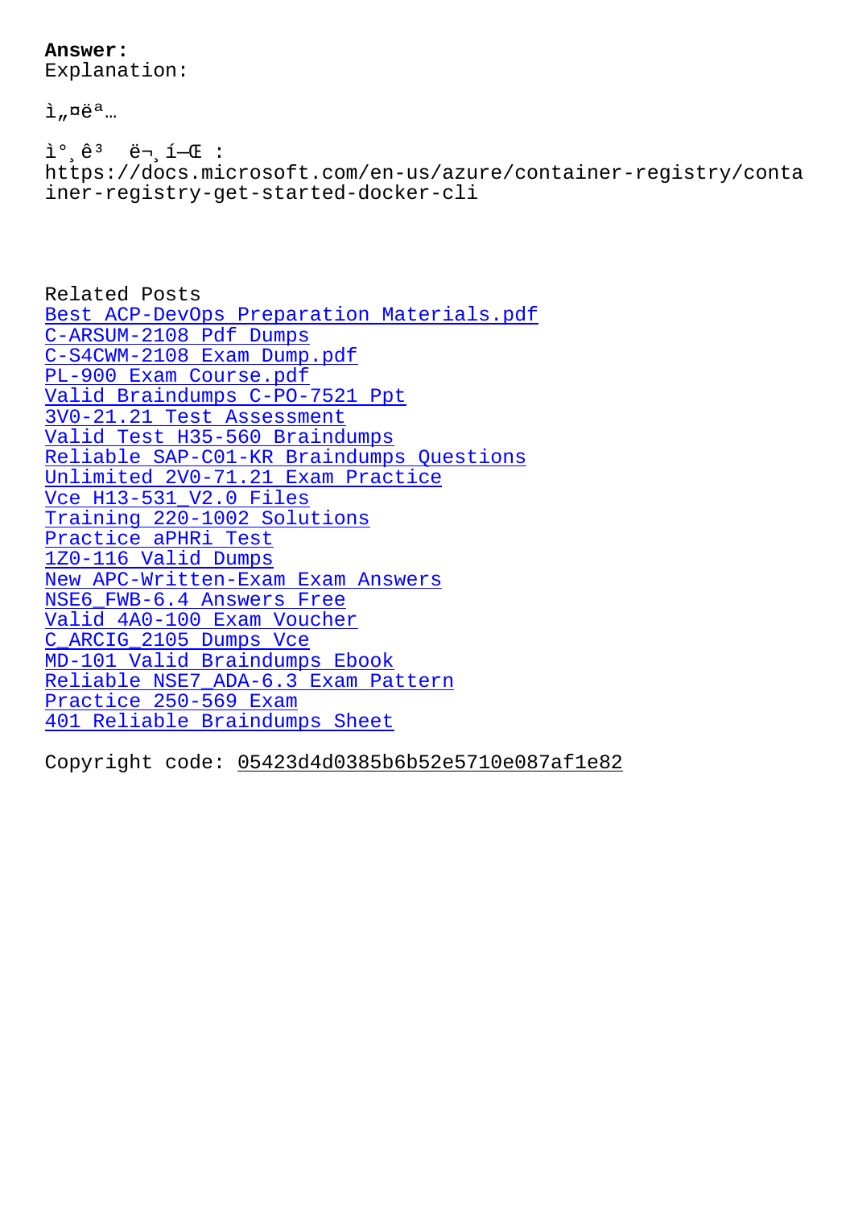**Answer:**
Explanation:

ì„¤ëª…

ì°¸ê³  ë¬¸í—Œ :
https://docs.microsoft.com/en-us/azure/container-registry/container-registry-get-started-docker-cli

Related Posts
Best ACP-DevOps Preparation Materials.pdf
C-ARSUM-2108 Pdf Dumps
C-S4CWM-2108 Exam Dump.pdf
PL-900 Exam Course.pdf
Valid Braindumps C-PO-7521 Ppt
3V0-21.21 Test Assessment
Valid Test H35-560 Braindumps
Reliable SAP-C01-KR Braindumps Questions
Unlimited 2V0-71.21 Exam Practice
Vce H13-531_V2.0 Files
Training 220-1002 Solutions
Practice aPHRi Test
1Z0-116 Valid Dumps
New APC-Written-Exam Exam Answers
NSE6_FWB-6.4 Answers Free
Valid 4A0-100 Exam Voucher
C_ARCIG_2105 Dumps Vce
MD-101 Valid Braindumps Ebook
Reliable NSE7_ADA-6.3 Exam Pattern
Practice 250-569 Exam
401 Reliable Braindumps Sheet

Copyright code: 05423d4d0385b6b52e5710e087af1e82